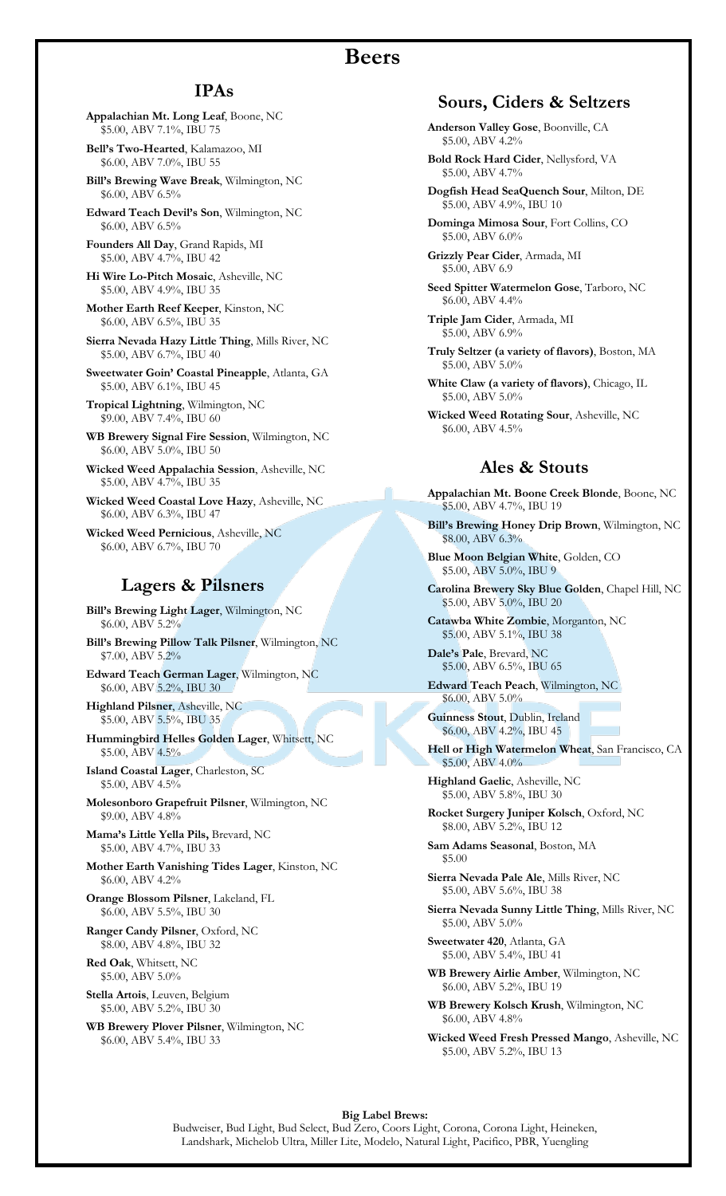# Beers

## IPAs

**Appalachian Mt. Long Leaf**, Boone, NC
$5.00, ABV 7.1%, IBU 75

**Bell's Two-Hearted**, Kalamazoo, MI
$6.00, ABV 7.0%, IBU 55

**Bill's Brewing Wave Break**, Wilmington, NC
$6.00, ABV 6.5%

**Edward Teach Devil's Son**, Wilmington, NC
$6.00, ABV 6.5%

**Founders All Day**, Grand Rapids, MI
$5.00, ABV 4.7%, IBU 42

**Hi Wire Lo-Pitch Mosaic**, Asheville, NC
$5.00, ABV 4.9%, IBU 35

**Mother Earth Reef Keeper**, Kinston, NC
$6.00, ABV 6.5%, IBU 35

**Sierra Nevada Hazy Little Thing**, Mills River, NC
$5.00, ABV 6.7%, IBU 40

**Sweetwater Goin' Coastal Pineapple**, Atlanta, GA
$5.00, ABV 6.1%, IBU 45

**Tropical Lightning**, Wilmington, NC
$9.00, ABV 7.4%, IBU 60

**WB Brewery Signal Fire Session**, Wilmington, NC
$6.00, ABV 5.0%, IBU 50

**Wicked Weed Appalachia Session**, Asheville, NC
$5.00, ABV 4.7%, IBU 35

**Wicked Weed Coastal Love Hazy**, Asheville, NC
$6.00, ABV 6.3%, IBU 47

**Wicked Weed Pernicious**, Asheville, NC
$6.00, ABV 6.7%, IBU 70

## Lagers & Pilsners

**Bill's Brewing Light Lager**, Wilmington, NC
$6.00, ABV 5.2%

**Bill's Brewing Pillow Talk Pilsner**, Wilmington, NC
$7.00, ABV 5.2%

**Edward Teach German Lager**, Wilmington, NC
$6.00, ABV 5.2%, IBU 30

**Highland Pilsner**, Asheville, NC
$5.00, ABV 5.5%, IBU 35

**Hummingbird Helles Golden Lager**, Whitsett, NC
$5.00, ABV 4.5%

**Island Coastal Lager**, Charleston, SC
$5.00, ABV 4.5%

**Molesonboro Grapefruit Pilsner**, Wilmington, NC
$9.00, ABV 4.8%

**Mama's Little Yella Pils,** Brevard, NC
$5.00, ABV 4.7%, IBU 33

**Mother Earth Vanishing Tides Lager**, Kinston, NC
$6.00, ABV 4.2%

**Orange Blossom Pilsner**, Lakeland, FL
$6.00, ABV 5.5%, IBU 30

**Ranger Candy Pilsner**, Oxford, NC
$8.00, ABV 4.8%, IBU 32

**Red Oak**, Whitsett, NC
$5.00, ABV 5.0%

**Stella Artois**, Leuven, Belgium
$5.00, ABV 5.2%, IBU 30

**WB Brewery Plover Pilsner**, Wilmington, NC
$6.00, ABV 5.4%, IBU 33

## Sours, Ciders & Seltzers

**Anderson Valley Gose**, Boonville, CA
$5.00, ABV 4.2%

**Bold Rock Hard Cider**, Nellysford, VA
$5.00, ABV 4.7%

**Dogfish Head SeaQuench Sour**, Milton, DE
$5.00, ABV 4.9%, IBU 10

**Dominga Mimosa Sour**, Fort Collins, CO
$5.00, ABV 6.0%

**Grizzly Pear Cider**, Armada, MI
$5.00, ABV 6.9

**Seed Spitter Watermelon Gose**, Tarboro, NC
$6.00, ABV 4.4%

**Triple Jam Cider**, Armada, MI
$5.00, ABV 6.9%

**Truly Seltzer (a variety of flavors)**, Boston, MA
$5.00, ABV 5.0%

**White Claw (a variety of flavors)**, Chicago, IL
$5.00, ABV 5.0%

**Wicked Weed Rotating Sour**, Asheville, NC
$6.00, ABV 4.5%

## Ales & Stouts

**Appalachian Mt. Boone Creek Blonde**, Boone, NC
$5.00, ABV 4.7%, IBU 19

**Bill's Brewing Honey Drip Brown**, Wilmington, NC
$8.00, ABV 6.3%

**Blue Moon Belgian White**, Golden, CO
$5.00, ABV 5.0%, IBU 9

**Carolina Brewery Sky Blue Golden**, Chapel Hill, NC
$5.00, ABV 5.0%, IBU 20

**Catawba White Zombie**, Morganton, NC
$5.00, ABV 5.1%, IBU 38

**Dale's Pale**, Brevard, NC
$5.00, ABV 6.5%, IBU 65

**Edward Teach Peach**, Wilmington, NC
$6.00, ABV 5.0%

**Guinness Stout**, Dublin, Ireland
$6.00, ABV 4.2%, IBU 45

**Hell or High Watermelon Wheat**, San Francisco, CA
$5.00, ABV 4.0%

**Highland Gaelic**, Asheville, NC
$5.00, ABV 5.8%, IBU 30

**Rocket Surgery Juniper Kolsch**, Oxford, NC
$8.00, ABV 5.2%, IBU 12

**Sam Adams Seasonal**, Boston, MA
$5.00

**Sierra Nevada Pale Ale**, Mills River, NC
$5.00, ABV 5.6%, IBU 38

**Sierra Nevada Sunny Little Thing**, Mills River, NC
$5.00, ABV 5.0%

**Sweetwater 420**, Atlanta, GA
$5.00, ABV 5.4%, IBU 41

**WB Brewery Airlie Amber**, Wilmington, NC
$6.00, ABV 5.2%, IBU 19

**WB Brewery Kolsch Krush**, Wilmington, NC
$6.00, ABV 4.8%

**Wicked Weed Fresh Pressed Mango**, Asheville, NC
$5.00, ABV 5.2%, IBU 13

**Big Label Brews:**
Budweiser, Bud Light, Bud Select, Bud Zero, Coors Light, Corona, Corona Light, Heineken, Landshark, Michelob Ultra, Miller Lite, Modelo, Natural Light, Pacifico, PBR, Yuengling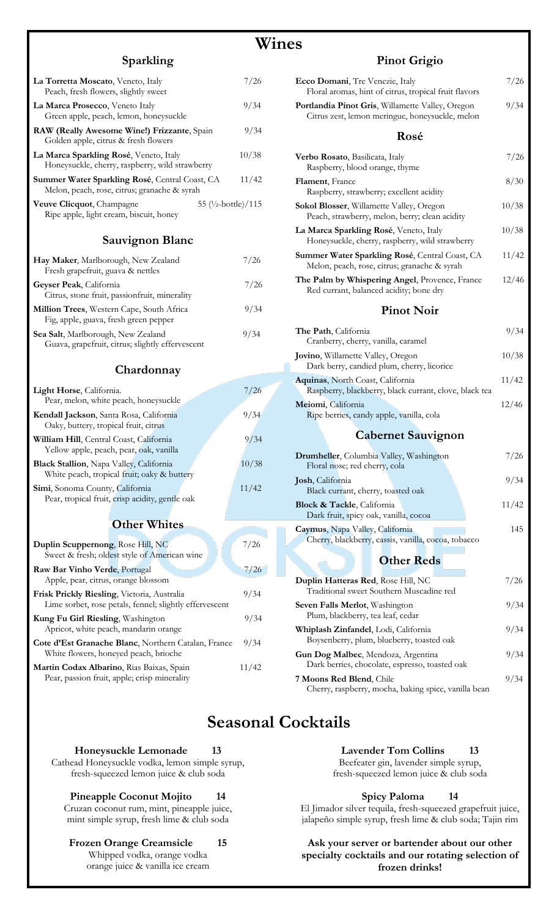# Wines

## Sparkling

**La Torretta Moscato**, Veneto, Italy — 7/26
Peach, fresh flowers, slightly sweet

**La Marca Prosecco**, Veneto Italy — 9/34
Green apple, peach, lemon, honeysuckle

**RAW (Really Awesome Wine!) Frizzante**, Spain — 9/34
Golden apple, citrus & fresh flowers

**La Marca Sparkling Rosé**, Veneto, Italy — 10/38
Honeysuckle, cherry, raspberry, wild strawberry

**Summer Water Sparkling Rosé**, Central Coast, CA — 11/42
Melon, peach, rose, citrus; granache & syrah

**Veuve Clicquot**, Champagne — 55 (½-bottle)/115
Ripe apple, light cream, biscuit, honey

## Sauvignon Blanc

**Hay Maker**, Marlborough, New Zealand — 7/26
Fresh grapefruit, guava & nettles

**Geyser Peak**, California — 7/26
Citrus, stone fruit, passionfruit, minerality

**Million Trees**, Western Cape, South Africa — 9/34
Fig, apple, guava, fresh green pepper

**Sea Salt**, Marlborough, New Zealand — 9/34
Guava, grapefruit, citrus; slightly effervescent

## Chardonnay

**Light Horse**, California. — 7/26
Pear, melon, white peach, honeysuckle

**Kendall Jackson**, Santa Rosa, California — 9/34
Oaky, buttery, tropical fruit, citrus

**William Hill**, Central Coast, California — 9/34
Yellow apple, peach, pear, oak, vanilla

**Black Stallion**, Napa Valley, California — 10/38
White peach, tropical fruit; oaky & buttery

**Simi**, Sonoma County, California — 11/42
Pear, tropical fruit, crisp acidity, gentle oak

## Other Whites

**Duplin Scuppernong**, Rose Hill, NC — 7/26
Sweet & fresh; oldest style of American wine

**Raw Bar Vinho Verde**, Portugal — 7/26
Apple, pear, citrus, orange blossom

**Frisk Prickly Riesling**, Victoria, Australia — 9/34
Lime sorbet, rose petals, fennel; slightly effervescent

**Kung Fu Girl Riesling**, Washington — 9/34
Apricot, white peach, mandarin orange

**Cote d'Est Granache Blanc**, Northern Catalan, France — 9/34
White flowers, honeyed peach, brioche

**Martin Codax Albarino**, Rias Baixas, Spain — 11/42
Pear, passion fruit, apple; crisp minerality

## Pinot Grigio

**Ecco Domani**, Tre Venezie, Italy — 7/26
Floral aromas, hint of citrus, tropical fruit flavors

**Portlandia Pinot Gris**, Willamette Valley, Oregon — 9/34
Citrus zest, lemon meringue, honeysuckle, melon

## Rosé

**Verbo Rosato**, Basilicata, Italy — 7/26
Raspberry, blood orange, thyme

**Flament**, France — 8/30
Raspberry, strawberry; excellent acidity

**Sokol Blosser**, Willamette Valley, Oregon — 10/38
Peach, strawberry, melon, berry; clean acidity

**La Marca Sparkling Rosé**, Veneto, Italy — 10/38
Honeysuckle, cherry, raspberry, wild strawberry

**Summer Water Sparkling Rosé**, Central Coast, CA — 11/42
Melon, peach, rose, citrus; granache & syrah

**The Palm by Whispering Angel**, Provence, France — 12/46
Red currant, balanced acidity; bone dry

## Pinot Noir

**The Path**, California — 9/34
Cranberry, cherry, vanilla, caramel

**Jovino**, Willamette Valley, Oregon — 10/38
Dark berry, candied plum, cherry, licorice

**Aquinas**, North Coast, California — 11/42
Raspberry, blackberry, black currant, clove, black tea

**Meiomi**, California — 12/46
Ripe berries, candy apple, vanilla, cola

## Cabernet Sauvignon

**Drumheller**, Columbia Valley, Washington — 7/26
Floral nose; red cherry, cola

**Josh**, California — 9/34
Black currant, cherry, toasted oak

**Block & Tackle**, California — 11/42
Dark fruit, spicy oak, vanilla, cocoa

**Caymus**, Napa Valley, California — 145
Cherry, blackberry, cassis, vanilla, cocoa, tobacco

## Other Reds

**Duplin Hatteras Red**, Rose Hill, NC — 7/26
Traditional sweet Southern Muscadine red

**Seven Falls Merlot**, Washington — 9/34
Plum, blackberry, tea leaf, cedar

**Whiplash Zinfandel**, Lodi, California — 9/34
Boysenberry, plum, blueberry, toasted oak

**Gun Dog Malbec**, Mendoza, Argentina — 9/34
Dark berries, chocolate, espresso, toasted oak

**7 Moons Red Blend**, Chile — 9/34
Cherry, raspberry, mocha, baking spice, vanilla bean

# Seasonal Cocktails

**Honeysuckle Lemonade — 13**
Cathead Honeysuckle vodka, lemon simple syrup, fresh-squeezed lemon juice & club soda

**Pineapple Coconut Mojito — 14**
Cruzan coconut rum, mint, pineapple juice, mint simple syrup, fresh lime & club soda

**Frozen Orange Creamsicle — 15**
Whipped vodka, orange vodka orange juice & vanilla ice cream

**Lavender Tom Collins — 13**
Beefeater gin, lavender simple syrup, fresh-squeezed lemon juice & club soda

**Spicy Paloma — 14**
El Jimador silver tequila, fresh-squeezed grapefruit juice, jalapeño simple syrup, fresh lime & club soda; Tajin rim

**Ask your server or bartender about our other specialty cocktails and our rotating selection of frozen drinks!**